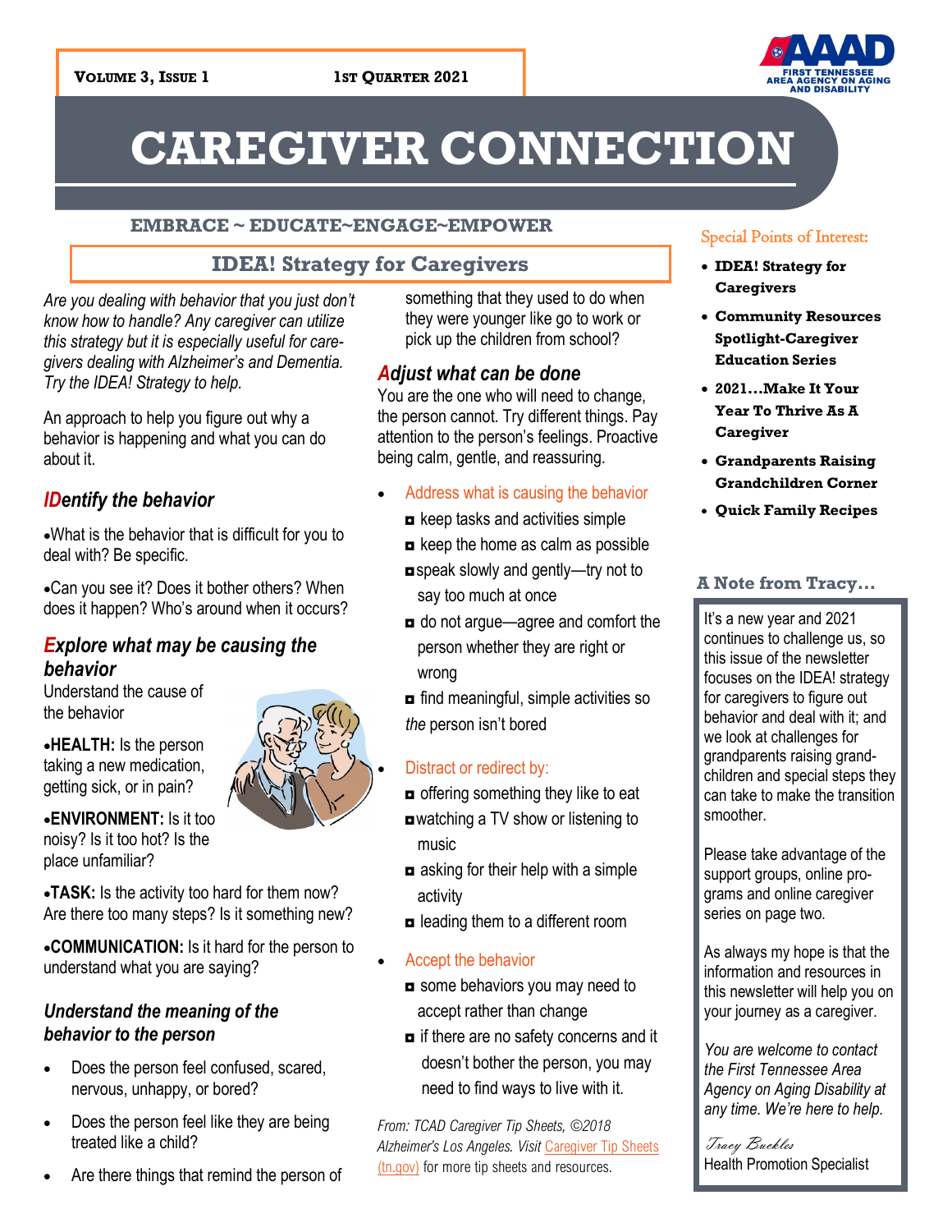Volume 3, Issue 1 — 1st Quarter 2021

FIRST TENNESSEE AREA AGENCY ON AGING AND DISABILITY

# CAREGIVER CONNECTION

**EMBRACE ~ EDUCATE~ENGAGE~EMPOWER**

## IDEA! Strategy for Caregivers

*Are you dealing with behavior that you just don't know how to handle? Any caregiver can utilize this strategy but it is especially useful for caregivers dealing with Alzheimer's and Dementia. Try the IDEA! Strategy to help.*

An approach to help you figure out why a behavior is happening and what you can do about it.

### *IDentify the behavior*

- What is the behavior that is difficult for you to deal with? Be specific.
- Can you see it? Does it bother others? When does it happen? Who's around when it occurs?

### *Explore what may be causing the behavior*

Understand the cause of the behavior

- **HEALTH:** Is the person taking a new medication, getting sick, or in pain?
- **ENVIRONMENT:** Is it too noisy? Is it too hot? Is the place unfamiliar?
- **TASK:** Is the activity too hard for them now? Are there too many steps? Is it something new?
- **COMMUNICATION:** Is it hard for the person to understand what you are saying?

### *Understand the meaning of the behavior to the person*

- Does the person feel confused, scared, nervous, unhappy, or bored?
- Does the person feel like they are being treated like a child?
- Are there things that remind the person of something that they used to do when they were younger like go to work or pick up the children from school?

### *Adjust what can be done*

You are the one who will need to change, the person cannot. Try different things. Pay attention to the person's feelings. Proactive being calm, gentle, and reassuring.

- Address what is causing the behavior
  - keep tasks and activities simple
  - keep the home as calm as possible
  - speak slowly and gently—try not to say too much at once
  - do not argue—agree and comfort the person whether they are right or wrong
  - find meaningful, simple activities so *the* person isn't bored
- Distract or redirect by:
  - offering something they like to eat
  - watching a TV show or listening to music
  - asking for their help with a simple activity
  - leading them to a different room
- Accept the behavior
  - some behaviors you may need to accept rather than change
  - if there are no safety concerns and it doesn't bother the person, you may need to find ways to live with it.

*From: TCAD Caregiver Tip Sheets, ©2018 Alzheimer's Los Angeles.* Visit Caregiver Tip Sheets (tn.gov) for more tip sheets and resources.

### Special Points of Interest:

- **IDEA! Strategy for Caregivers**
- **Community Resources Spotlight-Caregiver Education Series**
- **2021…Make It Your Year To Thrive As A Caregiver**
- **Grandparents Raising Grandchildren Corner**
- **Quick Family Recipes**

### A Note from Tracy…

It's a new year and 2021 continues to challenge us, so this issue of the newsletter focuses on the IDEA! strategy for caregivers to figure out behavior and deal with it; and we look at challenges for grandparents raising grandchildren and special steps they can take to make the transition smoother.

Please take advantage of the support groups, online programs and online caregiver series on page two.

As always my hope is that the information and resources in this newsletter will help you on your journey as a caregiver.

*You are welcome to contact the First Tennessee Area Agency on Aging Disability at any time. We're here to help.*

*Tracy Buckles*
Health Promotion Specialist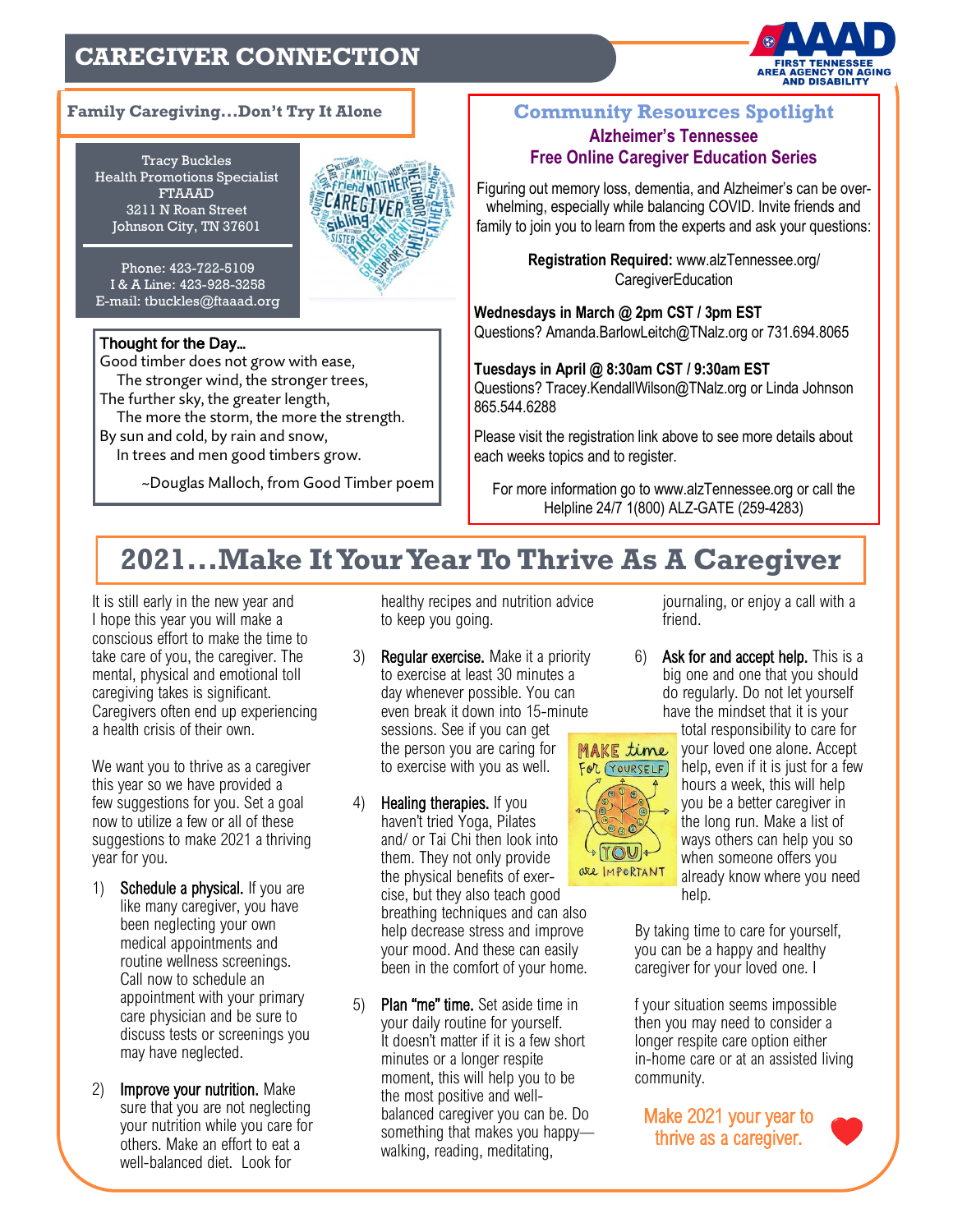# CAREGIVER CONNECTION

FIRST TENNESSEE AREA AGENCY ON AGING AND DISABILITY

## Family Caregiving…Don't Try It Alone

Tracy Buckles
Health Promotions Specialist
FTAAAD
3211 N Roan Street
Johnson City, TN 37601

Phone: 423-722-5109
I & A Line: 423-928-3258
E-mail: tbuckles@ftaaad.org

**Thought for the Day…**

Good timber does not grow with ease,
The stronger wind, the stronger trees,
The further sky, the greater length,
The more the storm, the more the strength.
By sun and cold, by rain and snow,
In trees and men good timbers grow.

~Douglas Malloch, from Good Timber poem

## Community Resources Spotlight

### Alzheimer's Tennessee
### Free Online Caregiver Education Series

Figuring out memory loss, dementia, and Alzheimer's can be overwhelming, especially while balancing COVID. Invite friends and family to join you to learn from the experts and ask your questions:

**Registration Required:** www.alzTennessee.org/CaregiverEducation

**Wednesdays in March @ 2pm CST / 3pm EST**
Questions? Amanda.BarlowLeitch@TNalz.org or 731.694.8065

**Tuesdays in April @ 8:30am CST / 9:30am EST**
Questions? Tracey.KendallWilson@TNalz.org or Linda Johnson 865.544.6288

Please visit the registration link above to see more details about each weeks topics and to register.

For more information go to www.alzTennessee.org or call the Helpline 24/7 1(800) ALZ-GATE (259-4283)

## 2021…Make It Your Year To Thrive As A Caregiver

It is still early in the new year and I hope this year you will make a conscious effort to make the time to take care of you, the caregiver. The mental, physical and emotional toll caregiving takes is significant. Caregivers often end up experiencing a health crisis of their own.

We want you to thrive as a caregiver this year so we have provided a few suggestions for you. Set a goal now to utilize a few or all of these suggestions to make 2021 a thriving year for you.

1) **Schedule a physical.** If you are like many caregiver, you have been neglecting your own medical appointments and routine wellness screenings. Call now to schedule an appointment with your primary care physician and be sure to discuss tests or screenings you may have neglected.

2) **Improve your nutrition.** Make sure that you are not neglecting your nutrition while you care for others. Make an effort to eat a well-balanced diet. Look for healthy recipes and nutrition advice to keep you going.

3) **Regular exercise.** Make it a priority to exercise at least 30 minutes a day whenever possible. You can even break it down into 15-minute sessions. See if you can get the person you are caring for to exercise with you as well.

4) **Healing therapies.** If you haven't tried Yoga, Pilates and/ or Tai Chi then look into them. They not only provide the physical benefits of exercise, but they also teach good breathing techniques and can also help decrease stress and improve your mood. And these can easily been in the comfort of your home.

5) **Plan "me" time.** Set aside time in your daily routine for yourself. It doesn't matter if it is a few short minutes or a longer respite moment, this will help you to be the most positive and well-balanced caregiver you can be. Do something that makes you happy—walking, reading, meditating, journaling, or enjoy a call with a friend.

6) **Ask for and accept help.** This is a big one and one that you should do regularly. Do not let yourself have the mindset that it is your total responsibility to care for your loved one alone. Accept help, even if it is just for a few hours a week, this will help you be a better caregiver in the long run. Make a list of ways others can help you so when someone offers you already know where you need help.

By taking time to care for yourself, you can be a happy and healthy caregiver for your loved one. I

f your situation seems impossible then you may need to consider a longer respite care option either in-home care or at an assisted living community.

Make 2021 your year to thrive as a caregiver.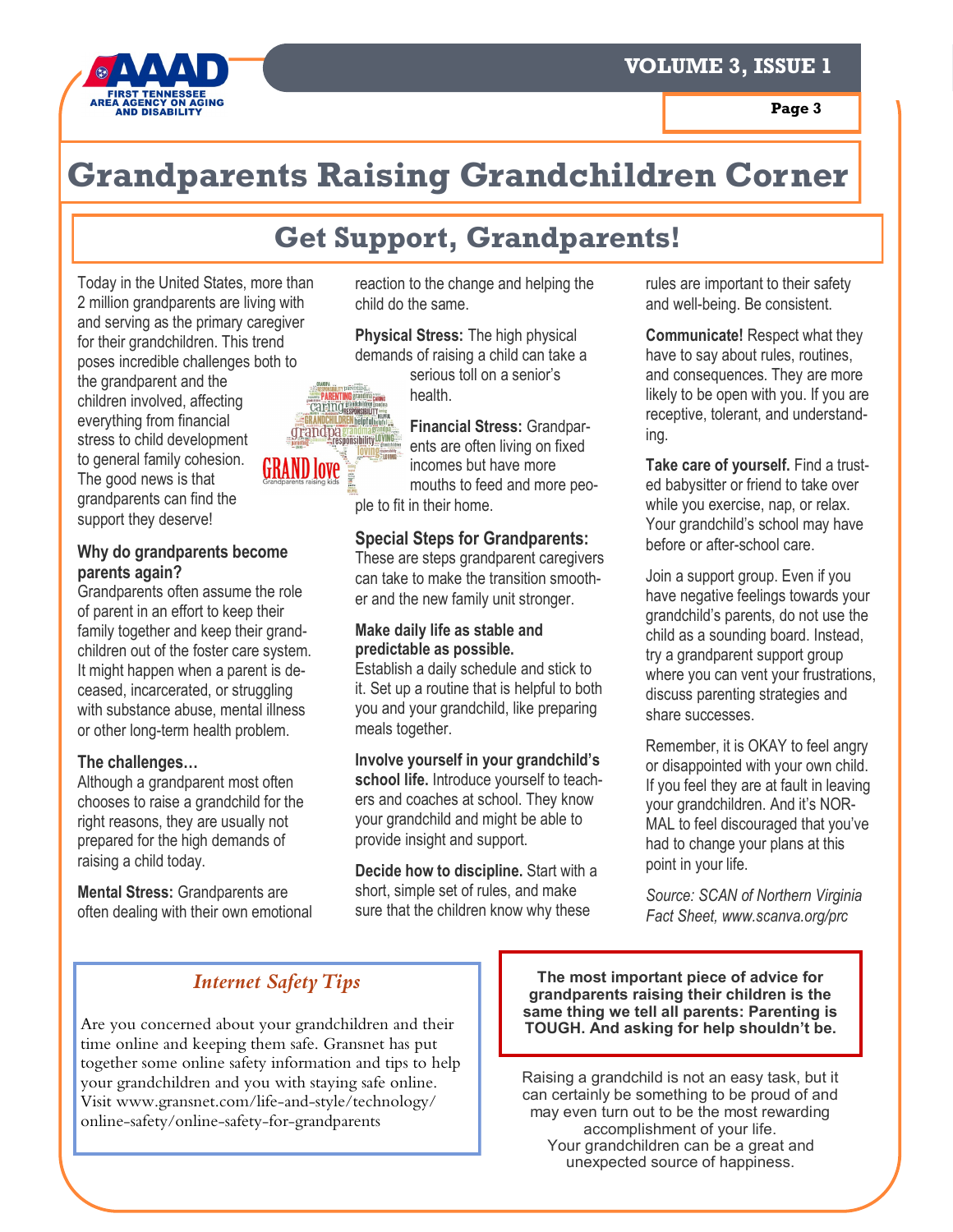# Grandparents Raising Grandchildren Corner

## Get Support, Grandparents!

Today in the United States, more than 2 million grandparents are living with and serving as the primary caregiver for their grandchildren. This trend poses incredible challenges both to the grandparent and the children involved, affecting everything from financial stress to child development to general family cohesion. The good news is that grandparents can find the support they deserve!

**Why do grandparents become parents again?**
Grandparents often assume the role of parent in an effort to keep their family together and keep their grandchildren out of the foster care system. It might happen when a parent is deceased, incarcerated, or struggling with substance abuse, mental illness or other long-term health problem.

**The challenges…**
Although a grandparent most often chooses to raise a grandchild for the right reasons, they are usually not prepared for the high demands of raising a child today.

**Mental Stress:** Grandparents are often dealing with their own emotional reaction to the change and helping the child do the same.

**Physical Stress:** The high physical demands of raising a child can take a serious toll on a senior's health.

**Financial Stress:** Grandparents are often living on fixed incomes but have more mouths to feed and more people to fit in their home.

**Special Steps for Grandparents:**
These are steps grandparent caregivers can take to make the transition smoother and the new family unit stronger.

**Make daily life as stable and predictable as possible.**
Establish a daily schedule and stick to it. Set up a routine that is helpful to both you and your grandchild, like preparing meals together.

**Involve yourself in your grandchild's school life.** Introduce yourself to teachers and coaches at school. They know your grandchild and might be able to provide insight and support.

**Decide how to discipline.** Start with a short, simple set of rules, and make sure that the children know why these rules are important to their safety and well-being. Be consistent.

**Communicate!** Respect what they have to say about rules, routines, and consequences. They are more likely to be open with you. If you are receptive, tolerant, and understanding.

**Take care of yourself.** Find a trusted babysitter or friend to take over while you exercise, nap, or relax. Your grandchild's school may have before or after-school care.

Join a support group. Even if you have negative feelings towards your grandchild's parents, do not use the child as a sounding board. Instead, try a grandparent support group where you can vent your frustrations, discuss parenting strategies and share successes.

Remember, it is OKAY to feel angry or disappointed with your own child. If you feel they are at fault in leaving your grandchildren. And it's NORMAL to feel discouraged that you've had to change your plans at this point in your life.

*Source: SCAN of Northern Virginia Fact Sheet, www.scanva.org/prc*

### *Internet Safety Tips*

Are you concerned about your grandchildren and their time online and keeping them safe. Gransnet has put together some online safety information and tips to help your grandchildren and you with staying safe online. Visit www.gransnet.com/life-and-style/technology/online-safety/online-safety-for-grandparents

**The most important piece of advice for grandparents raising their children is the same thing we tell all parents: Parenting is TOUGH. And asking for help shouldn't be.**

Raising a grandchild is not an easy task, but it can certainly be something to be proud of and may even turn out to be the most rewarding accomplishment of your life.
Your grandchildren can be a great and unexpected source of happiness.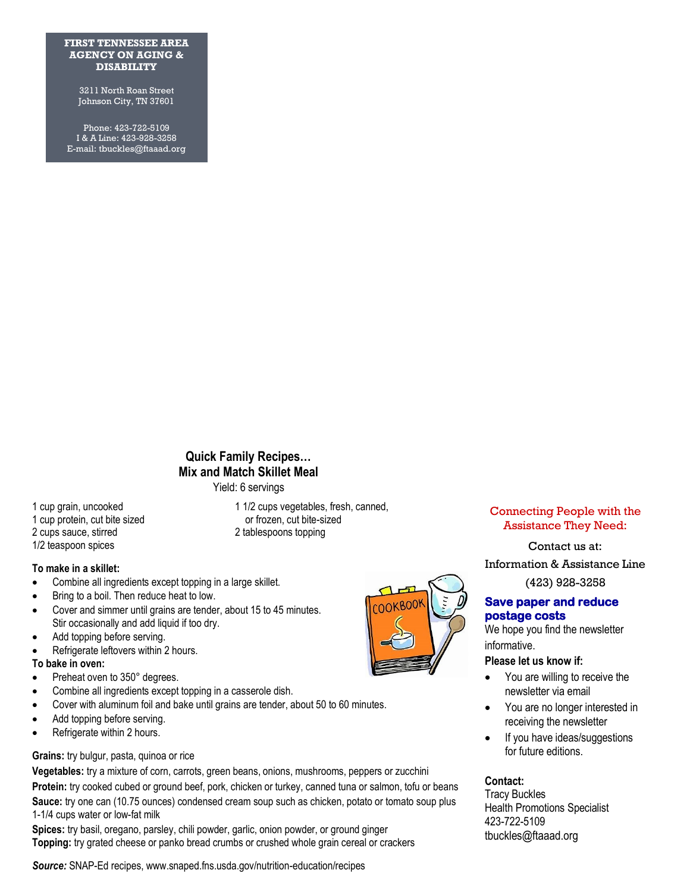**FIRST TENNESSEE AREA AGENCY ON AGING & DISABILITY**

3211 North Roan Street
Johnson City, TN 37601

Phone: 423-722-5109
I & A Line: 423-928-3258
E-mail: tbuckles@ftaaad.org

## Quick Family Recipes…
## Mix and Match Skillet Meal

Yield: 6 servings

1 cup grain, uncooked
1 cup protein, cut bite sized
2 cups sauce, stirred
1/2 teaspoon spices
1 1/2 cups vegetables, fresh, canned, or frozen, cut bite-sized
2 tablespoons topping

**To make in a skillet:**

- Combine all ingredients except topping in a large skillet.
- Bring to a boil. Then reduce heat to low.
- Cover and simmer until grains are tender, about 15 to 45 minutes. Stir occasionally and add liquid if too dry.
- Add topping before serving.
- Refrigerate leftovers within 2 hours.

**To bake in oven:**

- Preheat oven to 350° degrees.
- Combine all ingredients except topping in a casserole dish.
- Cover with aluminum foil and bake until grains are tender, about 50 to 60 minutes.
- Add topping before serving.
- Refrigerate within 2 hours.

**Grains:** try bulgur, pasta, quinoa or rice

**Vegetables:** try a mixture of corn, carrots, green beans, onions, mushrooms, peppers or zucchini

**Protein:** try cooked cubed or ground beef, pork, chicken or turkey, canned tuna or salmon, tofu or beans

**Sauce:** try one can (10.75 ounces) condensed cream soup such as chicken, potato or tomato soup plus 1-1/4 cups water or low-fat milk

**Spices:** try basil, oregano, parsley, chili powder, garlic, onion powder, or ground ginger

**Topping:** try grated cheese or panko bread crumbs or crushed whole grain cereal or crackers

***Source:*** SNAP-Ed recipes, www.snaped.fns.usda.gov/nutrition-education/recipes

Connecting People with the Assistance They Need:

Contact us at:
Information & Assistance Line
(423) 928-3258

**Save paper and reduce postage costs**

We hope you find the newsletter informative.

**Please let us know if:**

- You are willing to receive the newsletter via email
- You are no longer interested in receiving the newsletter
- If you have ideas/suggestions for future editions.

**Contact:**
Tracy Buckles
Health Promotions Specialist
423-722-5109
tbuckles@ftaaad.org